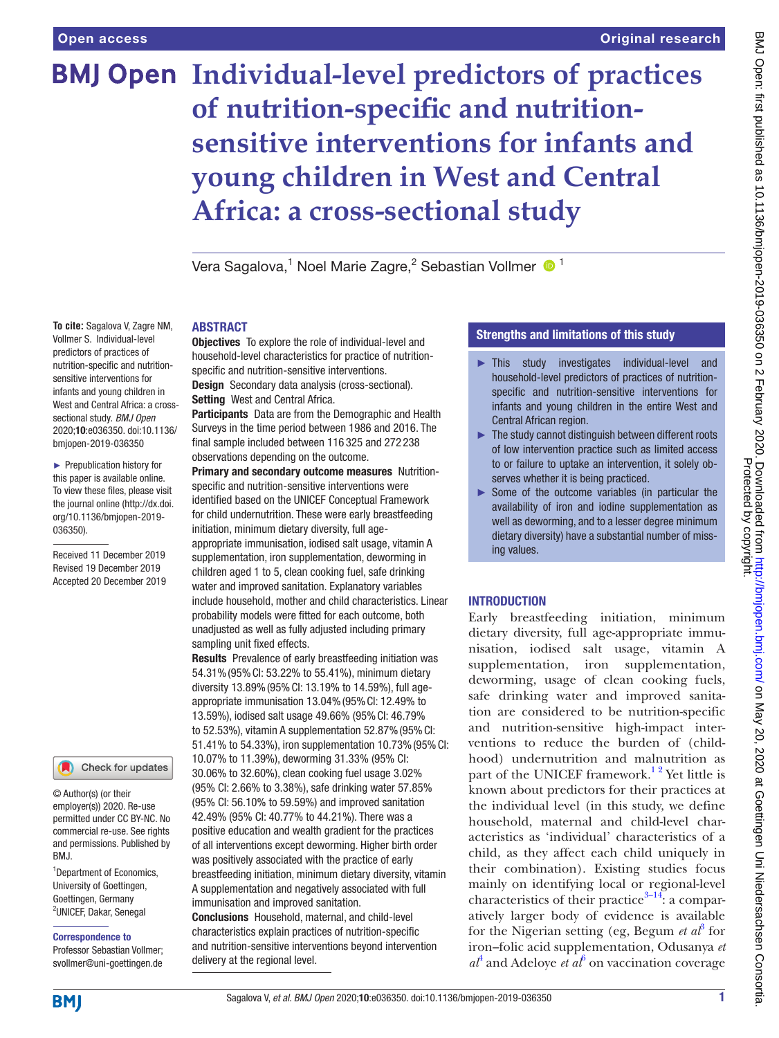# Individual-level predictors of practices of nutrition-specific and nutrition-sensitive interventions for infants and young children in West and Central Africa: a cross-sectional study

Vera Sagalova,[1] Noel Marie Zagre,[2] Sebastian Vollmer [1]

**To cite:** Sagalova V, Zagre NM, Vollmer S. Individual-level predictors of practices of nutrition-specific and nutrition-sensitive interventions for infants and young children in West and Central Africa: a cross-sectional study. *BMJ Open* 2020;**10**:e036350. doi:10.1136/bmjopen-2019-036350

► Prepublication history for this paper is available online. To view these files, please visit the journal online (http://dx.doi.org/10.1136/bmjopen-2019-036350).

Received 11 December 2019
Revised 19 December 2019
Accepted 20 December 2019

© Author(s) (or their employer(s)) 2020. Re-use permitted under CC BY-NC. No commercial re-use. See rights and permissions. Published by BMJ.

[1]Department of Economics, University of Goettingen, Goettingen, Germany
[2]UNICEF, Dakar, Senegal

**Correspondence to**
Professor Sebastian Vollmer; svollmer@uni-goettingen.de

## ABSTRACT

**Objectives** To explore the role of individual-level and household-level characteristics for practice of nutrition-specific and nutrition-sensitive interventions.

**Design** Secondary data analysis (cross-sectional).

**Setting** West and Central Africa.

**Participants** Data are from the Demographic and Health Surveys in the time period between 1986 and 2016. The final sample included between 116 325 and 272 238 observations depending on the outcome.

**Primary and secondary outcome measures** Nutrition-specific and nutrition-sensitive interventions were identified based on the UNICEF Conceptual Framework for child undernutrition. These were early breastfeeding initiation, minimum dietary diversity, full age-appropriate immunisation, iodised salt usage, vitamin A supplementation, iron supplementation, deworming in children aged 1 to 5, clean cooking fuel, safe drinking water and improved sanitation. Explanatory variables include household, mother and child characteristics. Linear probability models were fitted for each outcome, both unadjusted as well as fully adjusted including primary sampling unit fixed effects.

**Results** Prevalence of early breastfeeding initiation was 54.31% (95% CI: 53.22% to 55.41%), minimum dietary diversity 13.89% (95% CI: 13.19% to 14.59%), full age-appropriate immunisation 13.04% (95% CI: 12.49% to 13.59%), iodised salt usage 49.66% (95% CI: 46.79% to 52.53%), vitamin A supplementation 52.87% (95% CI: 51.41% to 54.33%), iron supplementation 10.73% (95% CI: 10.07% to 11.39%), deworming 31.33% (95% CI: 30.06% to 32.60%), clean cooking fuel usage 3.02% (95% CI: 2.66% to 3.38%), safe drinking water 57.85% (95% CI: 56.10% to 59.59%) and improved sanitation 42.49% (95% CI: 40.77% to 44.21%). There was a positive education and wealth gradient for the practices of all interventions except deworming. Higher birth order was positively associated with the practice of early breastfeeding initiation, minimum dietary diversity, vitamin A supplementation and negatively associated with full immunisation and improved sanitation.

**Conclusions** Household, maternal, and child-level characteristics explain practices of nutrition-specific and nutrition-sensitive interventions beyond intervention delivery at the regional level.

## Strengths and limitations of this study

- ► This study investigates individual-level and household-level predictors of practices of nutrition-specific and nutrition-sensitive interventions for infants and young children in the entire West and Central African region.
- ► The study cannot distinguish between different roots of low intervention practice such as limited access to or failure to uptake an intervention, it solely observes whether it is being practiced.
- ► Some of the outcome variables (in particular the availability of iron and iodine supplementation as well as deworming, and to a lesser degree minimum dietary diversity) have a substantial number of missing values.

## INTRODUCTION

Early breastfeeding initiation, minimum dietary diversity, full age-appropriate immunisation, iodised salt usage, vitamin A supplementation, iron supplementation, deworming, usage of clean cooking fuels, safe drinking water and improved sanitation are considered to be nutrition-specific and nutrition-sensitive high-impact interventions to reduce the burden of (childhood) undernutrition and malnutrition as part of the UNICEF framework.[1,2] Yet little is known about predictors for their practices at the individual level (in this study, we define household, maternal and child-level characteristics as 'individual' characteristics of a child, as they affect each child uniquely in their combination). Existing studies focus mainly on identifying local or regional-level characteristics of their practice[3–14]: a comparatively larger body of evidence is available for the Nigerian setting (eg, Begum *et al*[3] for iron–folic acid supplementation, Odusanya *et al*[4] and Adeloye *et al*[6] on vaccination coverage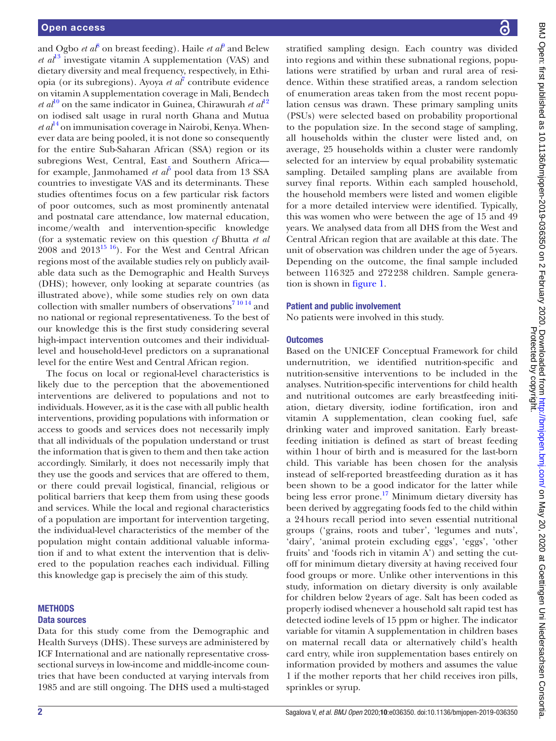and Ogbo *et al*[8] on breast feeding). Haile *et al*[9] and Belew *et al*[13] investigate vitamin A supplementation (VAS) and dietary diversity and meal frequency, respectively, in Ethiopia (or its subregions). Ayoya *et al*[7] contribute evidence on vitamin A supplementation coverage in Mali, Bendech *et al*[10] on the same indicator in Guinea, Chirawurah *et al*[12] on iodised salt usage in rural north Ghana and Mutua *et al*[14] on immunisation coverage in Nairobi, Kenya. Whenever data are being pooled, it is not done so consequently for the entire Sub-Saharan African (SSA) region or its subregions West, Central, East and Southern Africa—for example, Janmohamed *et al*[5] pool data from 13 SSA countries to investigate VAS and its determinants. These studies oftentimes focus on a few particular risk factors of poor outcomes, such as most prominently antenatal and postnatal care attendance, low maternal education, income/wealth and intervention-specific knowledge (for a systematic review on this question *cf* Bhutta *et al* 2008 and 2013[15,16]). For the West and Central African regions most of the available studies rely on publicly available data such as the Demographic and Health Surveys (DHS); however, only looking at separate countries (as illustrated above), while some studies rely on own data collection with smaller numbers of observations[7,10,14] and no national or regional representativeness. To the best of our knowledge this is the first study considering several high-impact intervention outcomes and their individual-level and household-level predictors on a supranational level for the entire West and Central African region.

The focus on local or regional-level characteristics is likely due to the perception that the abovementioned interventions are delivered to populations and not to individuals. However, as it is the case with all public health interventions, providing populations with information or access to goods and services does not necessarily imply that all individuals of the population understand or trust the information that is given to them and then take action accordingly. Similarly, it does not necessarily imply that they use the goods and services that are offered to them, or there could prevail logistical, financial, religious or political barriers that keep them from using these goods and services. While the local and regional characteristics of a population are important for intervention targeting, the individual-level characteristics of the member of the population might contain additional valuable information if and to what extent the intervention that is delivered to the population reaches each individual. Filling this knowledge gap is precisely the aim of this study.

## METHODS

### Data sources

Data for this study come from the Demographic and Health Surveys (DHS). These surveys are administered by ICF International and are nationally representative cross-sectional surveys in low-income and middle-income countries that have been conducted at varying intervals from 1985 and are still ongoing. The DHS used a multi-staged stratified sampling design. Each country was divided into regions and within these subnational regions, populations were stratified by urban and rural area of residence. Within these stratified areas, a random selection of enumeration areas taken from the most recent population census was drawn. These primary sampling units (PSUs) were selected based on probability proportional to the population size. In the second stage of sampling, all households within the cluster were listed and, on average, 25 households within a cluster were randomly selected for an interview by equal probability systematic sampling. Detailed sampling plans are available from survey final reports. Within each sampled household, the household members were listed and women eligible for a more detailed interview were identified. Typically, this was women who were between the age of 15 and 49 years. We analysed data from all DHS from the West and Central African region that are available at this date. The unit of observation was children under the age of 5 years. Depending on the outcome, the final sample included between 116 325 and 272 238 children. Sample generation is shown in figure 1.

### Patient and public involvement

No patients were involved in this study.

### Outcomes

Based on the UNICEF Conceptual Framework for child undernutrition, we identified nutrition-specific and nutrition-sensitive interventions to be included in the analyses. Nutrition-specific interventions for child health and nutritional outcomes are early breastfeeding initiation, dietary diversity, iodine fortification, iron and vitamin A supplementation, clean cooking fuel, safe drinking water and improved sanitation. Early breastfeeding initiation is defined as start of breast feeding within 1 hour of birth and is measured for the last-born child. This variable has been chosen for the analysis instead of self-reported breastfeeding duration as it has been shown to be a good indicator for the latter while being less error prone.[17] Minimum dietary diversity has been derived by aggregating foods fed to the child within a 24 hours recall period into seven essential nutritional groups ('grains, roots and tuber', 'legumes and nuts', 'dairy', 'animal protein excluding eggs', 'eggs', 'other fruits' and 'foods rich in vitamin A') and setting the cut-off for minimum dietary diversity at having received four food groups or more. Unlike other interventions in this study, information on dietary diversity is only available for children below 2 years of age. Salt has been coded as properly iodised whenever a household salt rapid test has detected iodine levels of 15 ppm or higher. The indicator variable for vitamin A supplementation in children bases on maternal recall data or alternatively child's health card entry, while iron supplementation bases entirely on information provided by mothers and assumes the value 1 if the mother reports that her child receives iron pills, sprinkles or syrup.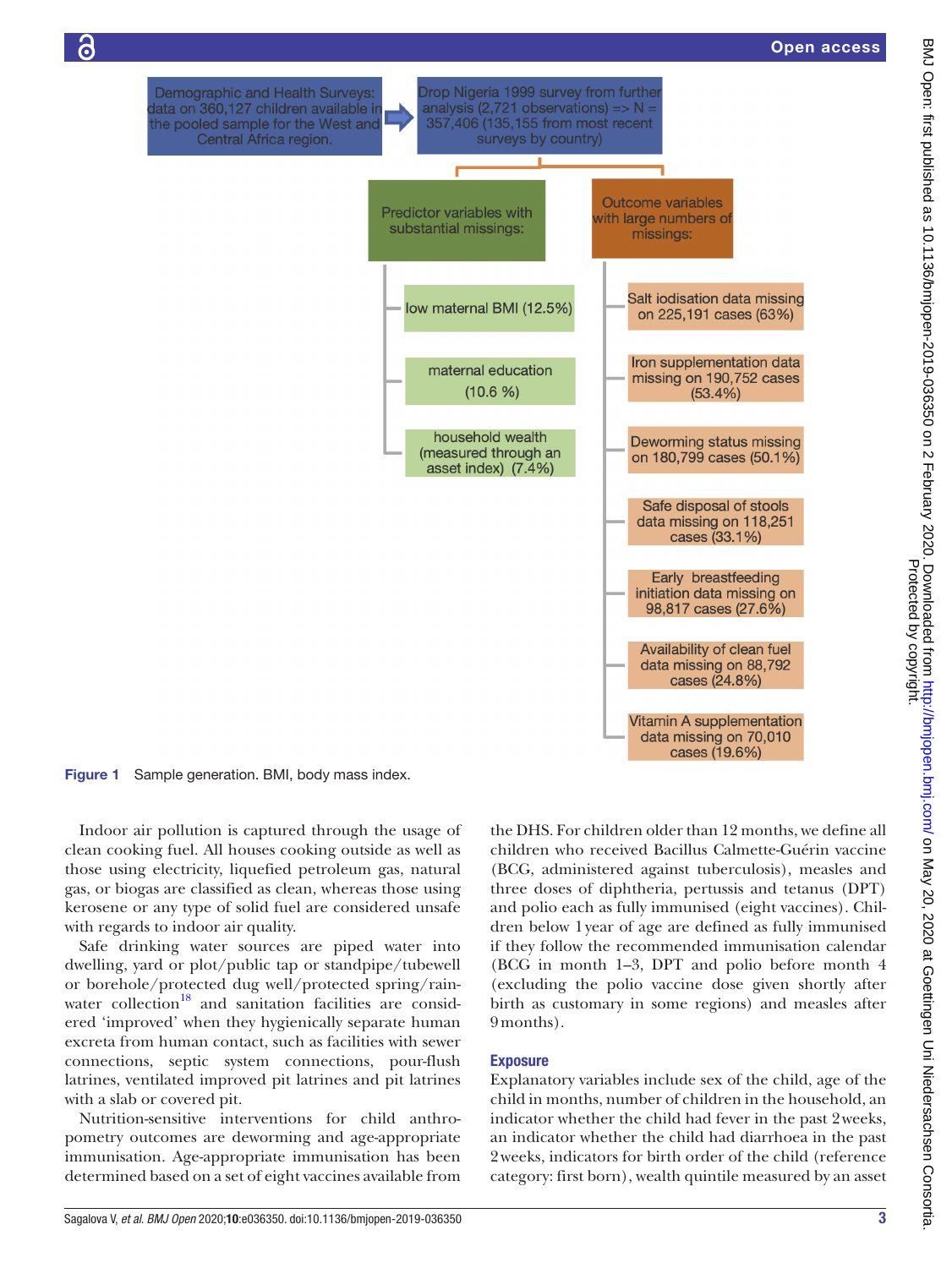Demographic and Health Surveys: data on 360,127 children available in the pooled sample for the West and Central Africa region.

Drop Nigeria 1999 survey from further analysis (2,721 observations) => N = 357,406 (135,155 from most recent surveys by country)

Predictor variables with substantial missings:

- low maternal BMI (12.5%)
- maternal education (10.6 %)
- household wealth (measured through an asset index) (7.4%)

Outcome variables with large numbers of missings:

- Salt iodisation data missing on 225,191 cases (63%)
- Iron supplementation data missing on 190,752 cases (53.4%)
- Deworming status missing on 180,799 cases (50.1%)
- Safe disposal of stools data missing on 118,251 cases (33.1%)
- Early breastfeeding initiation data missing on 98,817 cases (27.6%)
- Availability of clean fuel data missing on 88,792 cases (24.8%)
- Vitamin A supplementation data missing on 70,010 cases (19.6%)

**Figure 1** Sample generation. BMI, body mass index.

Indoor air pollution is captured through the usage of clean cooking fuel. All houses cooking outside as well as those using electricity, liquefied petroleum gas, natural gas, or biogas are classified as clean, whereas those using kerosene or any type of solid fuel are considered unsafe with regards to indoor air quality.

Safe drinking water sources are piped water into dwelling, yard or plot/public tap or standpipe/tubewell or borehole/protected dug well/protected spring/rainwater collection[18] and sanitation facilities are considered 'improved' when they hygienically separate human excreta from human contact, such as facilities with sewer connections, septic system connections, pour-flush latrines, ventilated improved pit latrines and pit latrines with a slab or covered pit.

Nutrition-sensitive interventions for child anthropometry outcomes are deworming and age-appropriate immunisation. Age-appropriate immunisation has been determined based on a set of eight vaccines available from the DHS. For children older than 12 months, we define all children who received Bacillus Calmette-Guérin vaccine (BCG, administered against tuberculosis), measles and three doses of diphtheria, pertussis and tetanus (DPT) and polio each as fully immunised (eight vaccines). Children below 1 year of age are defined as fully immunised if they follow the recommended immunisation calendar (BCG in month 1–3, DPT and polio before month 4 (excluding the polio vaccine dose given shortly after birth as customary in some regions) and measles after 9 months).

### Exposure

Explanatory variables include sex of the child, age of the child in months, number of children in the household, an indicator whether the child had fever in the past 2 weeks, an indicator whether the child had diarrhoea in the past 2 weeks, indicators for birth order of the child (reference category: first born), wealth quintile measured by an asset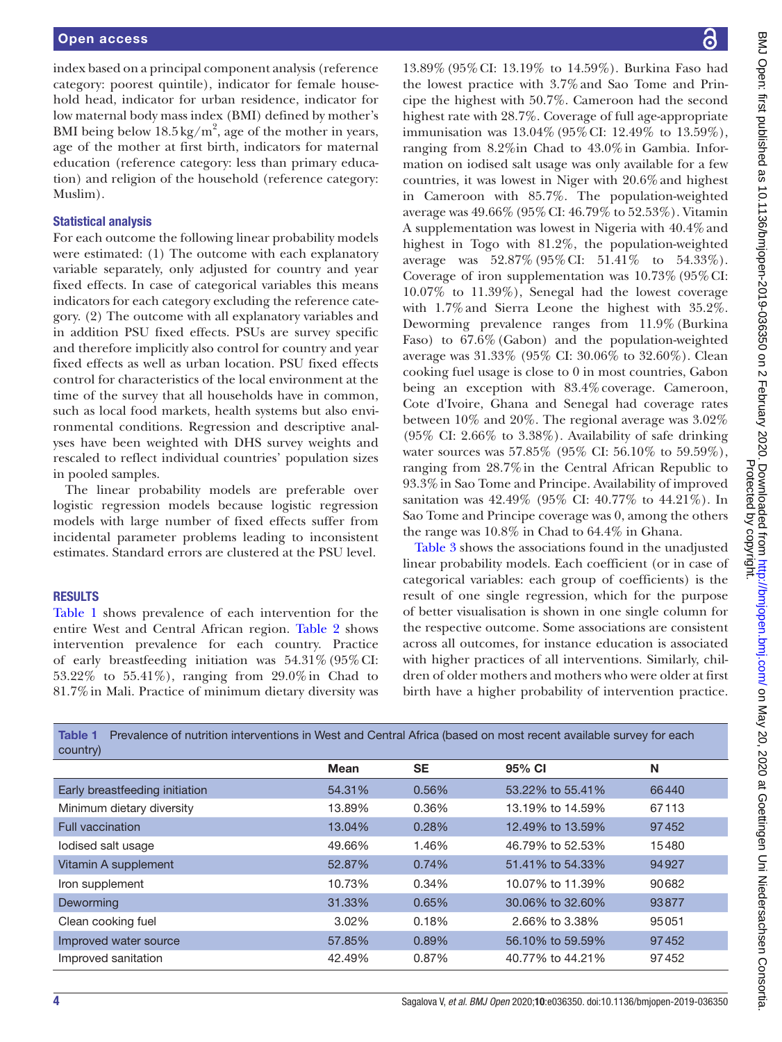index based on a principal component analysis (reference category: poorest quintile), indicator for female household head, indicator for urban residence, indicator for low maternal body mass index (BMI) defined by mother's BMI being below 18.5 $kg/m^2$, age of the mother in years, age of the mother at first birth, indicators for maternal education (reference category: less than primary education) and religion of the household (reference category: Muslim).

### Statistical analysis

For each outcome the following linear probability models were estimated: (1) The outcome with each explanatory variable separately, only adjusted for country and year fixed effects. In case of categorical variables this means indicators for each category excluding the reference category. (2) The outcome with all explanatory variables and in addition PSU fixed effects. PSUs are survey specific and therefore implicitly also control for country and year fixed effects as well as urban location. PSU fixed effects control for characteristics of the local environment at the time of the survey that all households have in common, such as local food markets, health systems but also environmental conditions. Regression and descriptive analyses have been weighted with DHS survey weights and rescaled to reflect individual countries' population sizes in pooled samples.

The linear probability models are preferable over logistic regression models because logistic regression models with large number of fixed effects suffer from incidental parameter problems leading to inconsistent estimates. Standard errors are clustered at the PSU level.

## RESULTS

Table 1 shows prevalence of each intervention for the entire West and Central African region. Table 2 shows intervention prevalence for each country. Practice of early breastfeeding initiation was 54.31% (95% CI: 53.22% to 55.41%), ranging from 29.0% in Chad to 81.7% in Mali. Practice of minimum dietary diversity was 13.89% (95% CI: 13.19% to 14.59%). Burkina Faso had the lowest practice with 3.7% and Sao Tome and Principe the highest with 50.7%. Cameroon had the second highest rate with 28.7%. Coverage of full age-appropriate immunisation was 13.04% (95% CI: 12.49% to 13.59%), ranging from 8.2% in Chad to 43.0% in Gambia. Information on iodised salt usage was only available for a few countries, it was lowest in Niger with 20.6% and highest in Cameroon with 85.7%. The population-weighted average was 49.66% (95% CI: 46.79% to 52.53%). Vitamin A supplementation was lowest in Nigeria with 40.4% and highest in Togo with 81.2%, the population-weighted average was 52.87% (95% CI: 51.41% to 54.33%). Coverage of iron supplementation was 10.73% (95% CI: 10.07% to 11.39%), Senegal had the lowest coverage with 1.7% and Sierra Leone the highest with 35.2%. Deworming prevalence ranges from 11.9% (Burkina Faso) to 67.6% (Gabon) and the population-weighted average was 31.33% (95% CI: 30.06% to 32.60%). Clean cooking fuel usage is close to 0 in most countries, Gabon being an exception with 83.4% coverage. Cameroon, Cote d'Ivoire, Ghana and Senegal had coverage rates between 10% and 20%. The regional average was 3.02% (95% CI: 2.66% to 3.38%). Availability of safe drinking water sources was 57.85% (95% CI: 56.10% to 59.59%), ranging from 28.7% in the Central African Republic to 93.3% in Sao Tome and Principe. Availability of improved sanitation was 42.49% (95% CI: 40.77% to 44.21%). In Sao Tome and Principe coverage was 0, among the others the range was 10.8% in Chad to 64.4% in Ghana.

Table 3 shows the associations found in the unadjusted linear probability models. Each coefficient (or in case of categorical variables: each group of coefficients) is the result of one single regression, which for the purpose of better visualisation is shown in one single column for the respective outcome. Some associations are consistent across all outcomes, for instance education is associated with higher practices of all interventions. Similarly, children of older mothers and mothers who were older at first birth have a higher probability of intervention practice.

**Table 1** Prevalence of nutrition interventions in West and Central Africa (based on most recent available survey for each country)

| | Mean | SE | 95% CI | N |
|---|---|---|---|---|
| Early breastfeeding initiation | 54.31% | 0.56% | 53.22% to 55.41% | 66440 |
| Minimum dietary diversity | 13.89% | 0.36% | 13.19% to 14.59% | 67113 |
| Full vaccination | 13.04% | 0.28% | 12.49% to 13.59% | 97452 |
| Iodised salt usage | 49.66% | 1.46% | 46.79% to 52.53% | 15480 |
| Vitamin A supplement | 52.87% | 0.74% | 51.41% to 54.33% | 94927 |
| Iron supplement | 10.73% | 0.34% | 10.07% to 11.39% | 90682 |
| Deworming | 31.33% | 0.65% | 30.06% to 32.60% | 93877 |
| Clean cooking fuel | 3.02% | 0.18% | 2.66% to 3.38% | 95051 |
| Improved water source | 57.85% | 0.89% | 56.10% to 59.59% | 97452 |
| Improved sanitation | 42.49% | 0.87% | 40.77% to 44.21% | 97452 |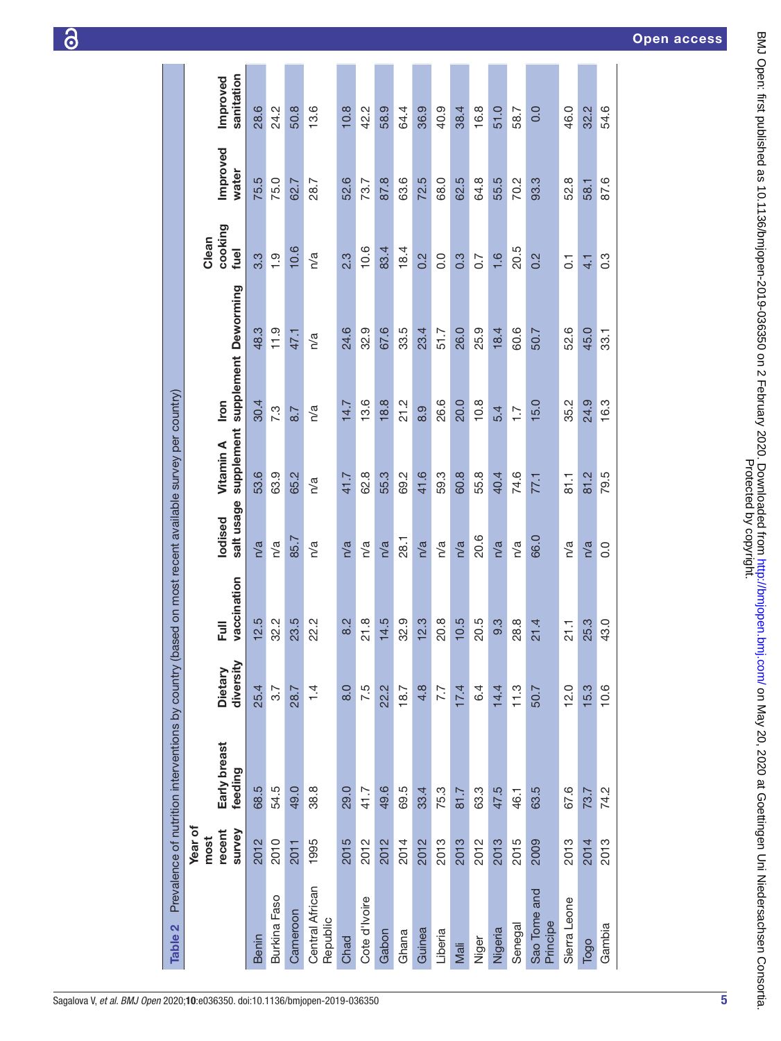**Table 2** Prevalence of nutrition interventions by country (based on most recent available survey per country)

| | Year of most recent survey | Early breast feeding | Dietary diversity | Full vaccination | Iodised salt usage | Vitamin A supplement | Iron supplement | Deworming | Clean cooking fuel | Improved water | Improved sanitation |
|---|---|---|---|---|---|---|---|---|---|---|---|
| Benin | 2012 | 68.5 | 25.4 | 12.5 | n/a | 53.6 | 30.4 | 48.3 | 3.3 | 75.5 | 28.6 |
| Burkina Faso | 2010 | 54.5 | 3.7 | 32.2 | n/a | 63.9 | 7.3 | 11.9 | 1.9 | 75.0 | 24.2 |
| Cameroon | 2011 | 49.0 | 28.7 | 23.5 | 85.7 | 65.2 | 8.7 | 47.1 | 10.6 | 62.7 | 50.8 |
| Central African Republic | 1995 | 38.8 | 1.4 | 22.2 | n/a | n/a | n/a | n/a | n/a | 28.7 | 13.6 |
| Chad | 2015 | 29.0 | 8.0 | 8.2 | n/a | 41.7 | 14.7 | 24.6 | 2.3 | 52.6 | 10.8 |
| Cote d'Ivoire | 2012 | 41.7 | 7.5 | 21.8 | n/a | 62.8 | 13.6 | 32.9 | 10.6 | 73.7 | 42.2 |
| Gabon | 2012 | 49.6 | 22.2 | 14.5 | n/a | 55.3 | 18.8 | 67.6 | 83.4 | 87.8 | 58.9 |
| Ghana | 2014 | 69.5 | 18.7 | 32.9 | 28.1 | 69.2 | 21.2 | 33.5 | 18.4 | 63.6 | 64.4 |
| Guinea | 2012 | 33.4 | 4.8 | 12.3 | n/a | 41.6 | 8.9 | 23.4 | 0.2 | 72.5 | 36.9 |
| Liberia | 2013 | 75.3 | 7.7 | 20.8 | n/a | 59.3 | 26.6 | 51.7 | 0.0 | 68.0 | 40.9 |
| Mali | 2013 | 81.7 | 17.4 | 10.5 | n/a | 60.8 | 20.0 | 26.0 | 0.3 | 62.5 | 38.4 |
| Niger | 2012 | 63.3 | 6.4 | 20.5 | 20.6 | 55.8 | 10.8 | 25.9 | 0.7 | 64.8 | 16.8 |
| Nigeria | 2013 | 47.5 | 14.4 | 9.3 | n/a | 40.4 | 5.4 | 18.4 | 1.6 | 55.5 | 51.0 |
| Senegal | 2015 | 46.1 | 11.3 | 28.8 | n/a | 74.6 | 1.7 | 60.6 | 20.5 | 70.2 | 58.7 |
| Sao Tome and Principe | 2009 | 63.5 | 50.7 | 21.4 | 66.0 | 77.1 | 15.0 | 50.7 | 0.2 | 93.3 | 0.0 |
| Sierra Leone | 2013 | 67.6 | 12.0 | 21.1 | n/a | 81.1 | 35.2 | 52.6 | 0.1 | 52.8 | 46.0 |
| Togo | 2014 | 73.7 | 15.3 | 25.3 | n/a | 81.2 | 24.9 | 45.0 | 4.1 | 58.1 | 32.2 |
| Gambia | 2013 | 74.2 | 10.6 | 43.0 | 0.0 | 79.5 | 16.3 | 33.1 | 0.3 | 87.6 | 54.6 |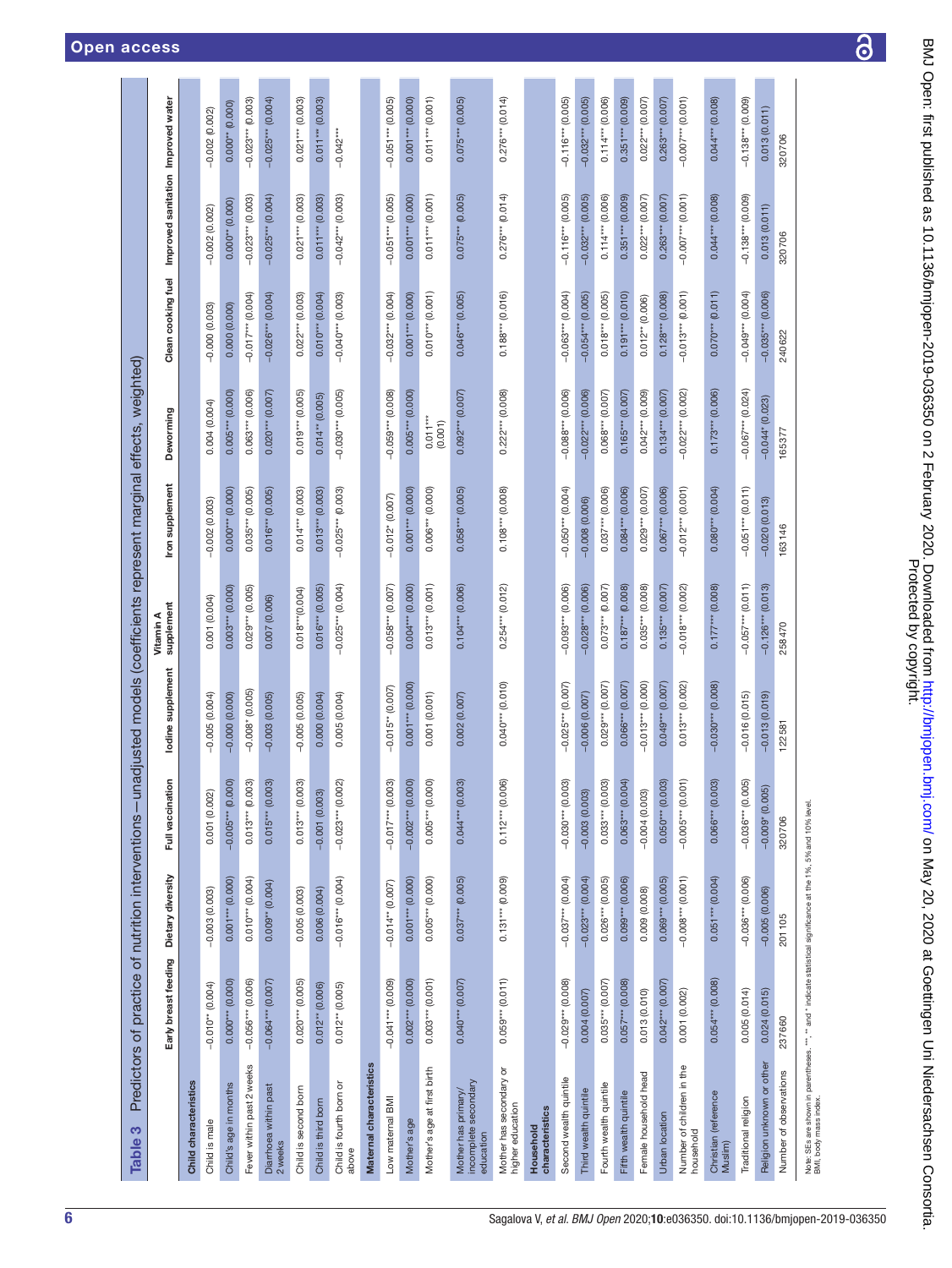**Table 3** Predictors of practice of nutrition interventions—unadjusted models (coefficients represent marginal effects, weighted)

| | Early breast feeding | Dietary diversity | Full vaccination | Iodine supplement | Vitamin A supplement | Iron supplement | Deworming | Clean cooking fuel | Improved sanitation | Improved water |
|---|---|---|---|---|---|---|---|---|---|---|
| **Child characteristics** | | | | | | | | | | |
| Child is male | −0.010** (0.004) | −0.003 (0.003) | 0.001 (0.002) | −0.005 (0.004) | 0.001 (0.004) | −0.002 (0.003) | 0.004 (0.004) | −0.000 (0.003) | −0.002 (0.002) | −0.002 (0.002) |
| Child's age in months | 0.000** (0.000) | 0.001*** (0.000) | −0.005*** (0.000) | −0.000 (0.000) | 0.003*** (0.000) | 0.000*** (0.000) | 0.005*** (0.000) | 0.000 (0.000) | 0.000** (0.000) | 0.000** (0.000) |
| Fever within past 2 weeks | −0.056*** (0.006) | 0.010*** (0.004) | 0.013*** (0.003) | −0.008* (0.005) | 0.029*** (0.005) | 0.035*** (0.005) | 0.063*** (0.006) | −0.017*** (0.004) | −0.023*** (0.003) | −0.023*** (0.003) |
| Diarrhoea within past 2 weeks | −0.064*** (0.007) | 0.009** (0.004) | 0.015*** (0.003) | −0.003 (0.005) | 0.007 (0.006) | 0.016*** (0.005) | 0.020*** (0.007) | −0.026*** (0.004) | −0.025*** (0.004) | −0.025*** (0.004) |
| Child is second born | 0.020*** (0.005) | 0.005 (0.003) | 0.013*** (0.003) | −0.005 (0.005) | 0.018***(0.004) | 0.014*** (0.003) | 0.019*** (0.005) | 0.022*** (0.003) | 0.021*** (0.003) | 0.021*** (0.003) |
| Child is third born | 0.012** (0.006) | 0.006 (0.004) | −0.001 (0.003) | 0.000 (0.004) | 0.016*** (0.005) | 0.013*** (0.003) | 0.014*** (0.005) | 0.010*** (0.004) | 0.011*** (0.003) | 0.011*** (0.003) |
| Child is fourth born or above | 0.012** (0.005) | −0.016*** (0.004) | −0.023*** (0.002) | 0.005 (0.004) | −0.025*** (0.004) | −0.025*** (0.003) | −0.030*** (0.005) | −0.040*** (0.003) | −0.042*** (0.003) | −0.042*** |
| **Maternal characteristics** | | | | | | | | | | |
| Low maternal BMI | −0.041*** (0.009) | −0.014** (0.007) | −0.017*** (0.003) | −0.015** (0.007) | −0.058*** (0.007) | −0.012* (0.007) | −0.059*** (0.008) | −0.032*** (0.004) | −0.051*** (0.005) | −0.051*** (0.005) |
| Mother's age | 0.002*** (0.000) | 0.001*** (0.000) | −0.002*** (0.000) | 0.001*** (0.000) | 0.004*** (0.000) | 0.001*** (0.000) | 0.005*** (0.000) | 0.001*** (0.000) | 0.001*** (0.000) | 0.001*** (0.000) |
| Mother's age at first birth | 0.003*** (0.001) | 0.005*** (0.000) | 0.005*** (0.000) | 0.001 (0.001) | 0.013*** (0.001) | 0.006*** (0.000) | 0.011*** (0.001) | 0.010*** (0.001) | 0.011*** (0.001) | 0.011*** (0.001) |
| Mother has primary/incomplete secondary education | 0.040*** (0.007) | 0.037*** (0.005) | 0.044*** (0.003) | 0.002 (0.007) | 0.104*** (0.006) | 0.058*** (0.005) | 0.092*** (0.007) | 0.046*** (0.005) | 0.075*** (0.005) | 0.075*** (0.005) |
| Mother has secondary or higher education | 0.059*** (0.011) | 0.131*** (0.009) | 0.112*** (0.006) | 0.040*** (0.010) | 0.254*** (0.012) | 0.108*** (0.008) | 0.222*** (0.008) | 0.188*** (0.016) | 0.276*** (0.014) | 0.276*** (0.014) |
| **Household characteristics** | | | | | | | | | | |
| Second wealth quintile | −0.029*** (0.008) | −0.037*** (0.004) | −0.030*** (0.003) | −0.025*** (0.007) | −0.093*** (0.006) | −0.050*** (0.004) | −0.088*** (0.006) | −0.063*** (0.004) | −0.116*** (0.005) | −0.116*** (0.005) |
| Third wealth quintile | 0.004 (0.007) | −0.023*** (0.004) | −0.003 (0.003) | −0.006 (0.007) | −0.028*** (0.006) | −0.008 (0.006) | −0.022*** (0.006) | −0.054*** (0.005) | −0.032*** (0.005) | −0.032*** (0.005) |
| Fourth wealth quintile | 0.035*** (0.007) | 0.026*** (0.005) | 0.033*** (0.003) | 0.029*** (0.007) | 0.073*** (0.007) | 0.037*** (0.006) | 0.068*** (0.007) | 0.018*** (0.005) | 0.114*** (0.006) | 0.114*** (0.006) |
| Fifth wealth quintile | 0.057*** (0.008) | 0.099*** (0.006) | 0.063*** (0.004) | 0.066*** (0.007) | 0.187*** (0.008) | 0.084*** (0.006) | 0.165*** (0.007) | 0.191*** (0.010) | 0.351*** (0.009) | 0.351*** (0.009) |
| Female household head | 0.013 (0.010) | 0.009 (0.008) | −0.004 (0.003) | −0.013*** (0.000) | 0.035*** (0.008) | 0.029*** (0.007) | 0.042*** (0.009) | 0.012** (0.006) | 0.022*** (0.007) | 0.022*** (0.007) |
| Urban location | 0.042*** (0.007) | 0.069*** (0.005) | 0.050*** (0.003) | 0.049*** (0.007) | 0.135*** (0.007) | 0.067*** (0.006) | 0.134*** (0.007) | 0.128*** (0.008) | 0.263*** (0.007) | 0.263*** (0.007) |
| Number of children in the household | 0.001 (0.002) | −0.008*** (0.001) | −0.005*** (0.001) | 0.013*** (0.002) | −0.018*** (0.002) | −0.012*** (0.001) | −0.022*** (0.002) | −0.013*** (0.001) | −0.007*** (0.001) | −0.007*** (0.001) |
| Christian (reference Muslim) | 0.054*** (0.008) | 0.051*** (0.004) | 0.066*** (0.003) | −0.030*** (0.008) | 0.177*** (0.008) | 0.080*** (0.004) | 0.173*** (0.006) | 0.070*** (0.011) | 0.044*** (0.008) | 0.044*** (0.008) |
| Traditional religion | 0.005 (0.014) | −0.036*** (0.006) | −0.036*** (0.005) | −0.016 (0.015) | −0.057*** (0.011) | −0.051*** (0.011) | −0.067*** (0.024) | −0.049*** (0.004) | −0.138*** (0.009) | −0.138*** (0.009) |
| Religion unknown or other | 0.024 (0.015) | −0.005 (0.006) | −0.009* (0.005) | −0.013 (0.019) | −0.126*** (0.013) | −0.020 (0.013) | −0.044* (0.023) | −0.035*** (0.006) | 0.013 (0.011) | 0.013 (0.011) |
| Number of observations | 237660 | 201105 | 320706 | 122581 | 258470 | 163146 | 165377 | 240622 | 320706 | 320706 |

Note: SEs are shown in parentheses. ***, ** and * indicate statistical significance at the 1%, 5% and 10% level.
BMI, body mass index.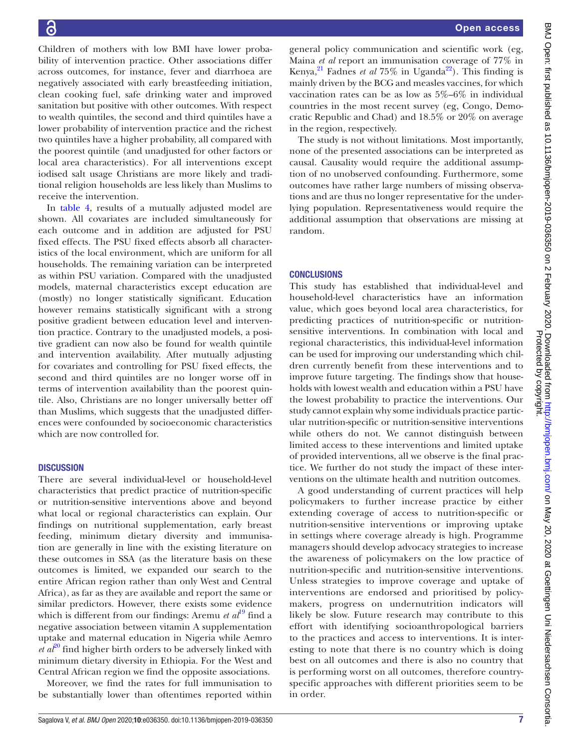Children of mothers with low BMI have lower probability of intervention practice. Other associations differ across outcomes, for instance, fever and diarrhoea are negatively associated with early breastfeeding initiation, clean cooking fuel, safe drinking water and improved sanitation but positive with other outcomes. With respect to wealth quintiles, the second and third quintiles have a lower probability of intervention practice and the richest two quintiles have a higher probability, all compared with the poorest quintile (and unadjusted for other factors or local area characteristics). For all interventions except iodised salt usage Christians are more likely and traditional religion households are less likely than Muslims to receive the intervention.

In table 4, results of a mutually adjusted model are shown. All covariates are included simultaneously for each outcome and in addition are adjusted for PSU fixed effects. The PSU fixed effects absorb all characteristics of the local environment, which are uniform for all households. The remaining variation can be interpreted as within PSU variation. Compared with the unadjusted models, maternal characteristics except education are (mostly) no longer statistically significant. Education however remains statistically significant with a strong positive gradient between education level and intervention practice. Contrary to the unadjusted models, a positive gradient can now also be found for wealth quintile and intervention availability. After mutually adjusting for covariates and controlling for PSU fixed effects, the second and third quintiles are no longer worse off in terms of intervention availability than the poorest quintile. Also, Christians are no longer universally better off than Muslims, which suggests that the unadjusted differences were confounded by socioeconomic characteristics which are now controlled for.

## DISCUSSION

There are several individual-level or household-level characteristics that predict practice of nutrition-specific or nutrition-sensitive interventions above and beyond what local or regional characteristics can explain. Our findings on nutritional supplementation, early breast feeding, minimum dietary diversity and immunisation are generally in line with the existing literature on these outcomes in SSA (as the literature basis on these outcomes is limited, we expanded our search to the entire African region rather than only West and Central Africa), as far as they are available and report the same or similar predictors. However, there exists some evidence which is different from our findings: Aremu *et al*[19] find a negative association between vitamin A supplementation uptake and maternal education in Nigeria while Aemro *et al*[20] find higher birth orders to be adversely linked with minimum dietary diversity in Ethiopia. For the West and Central African region we find the opposite associations.

Moreover, we find the rates for full immunisation to be substantially lower than oftentimes reported within general policy communication and scientific work (eg, Maina *et al* report an immunisation coverage of 77% in Kenya,[21] Fadnes *et al* 75% in Uganda[22]). This finding is mainly driven by the BCG and measles vaccines, for which vaccination rates can be as low as 5%–6% in individual countries in the most recent survey (eg, Congo, Democratic Republic and Chad) and 18.5% or 20% on average in the region, respectively.

The study is not without limitations. Most importantly, none of the presented associations can be interpreted as causal. Causality would require the additional assumption of no unobserved confounding. Furthermore, some outcomes have rather large numbers of missing observations and are thus no longer representative for the underlying population. Representativeness would require the additional assumption that observations are missing at random.

## CONCLUSIONS

This study has established that individual-level and household-level characteristics have an information value, which goes beyond local area characteristics, for predicting practices of nutrition-specific or nutrition-sensitive interventions. In combination with local and regional characteristics, this individual-level information can be used for improving our understanding which children currently benefit from these interventions and to improve future targeting. The findings show that households with lowest wealth and education within a PSU have the lowest probability to practice the interventions. Our study cannot explain why some individuals practice particular nutrition-specific or nutrition-sensitive interventions while others do not. We cannot distinguish between limited access to these interventions and limited uptake of provided interventions, all we observe is the final practice. We further do not study the impact of these interventions on the ultimate health and nutrition outcomes.

A good understanding of current practices will help policymakers to further increase practice by either extending coverage of access to nutrition-specific or nutrition-sensitive interventions or improving uptake in settings where coverage already is high. Programme managers should develop advocacy strategies to increase the awareness of policymakers on the low practice of nutrition-specific and nutrition-sensitive interventions. Unless strategies to improve coverage and uptake of interventions are endorsed and prioritised by policymakers, progress on undernutrition indicators will likely be slow. Future research may contribute to this effort with identifying socioanthropological barriers to the practices and access to interventions. It is interesting to note that there is no country which is doing best on all outcomes and there is also no country that is performing worst on all outcomes, therefore country-specific approaches with different priorities seem to be in order.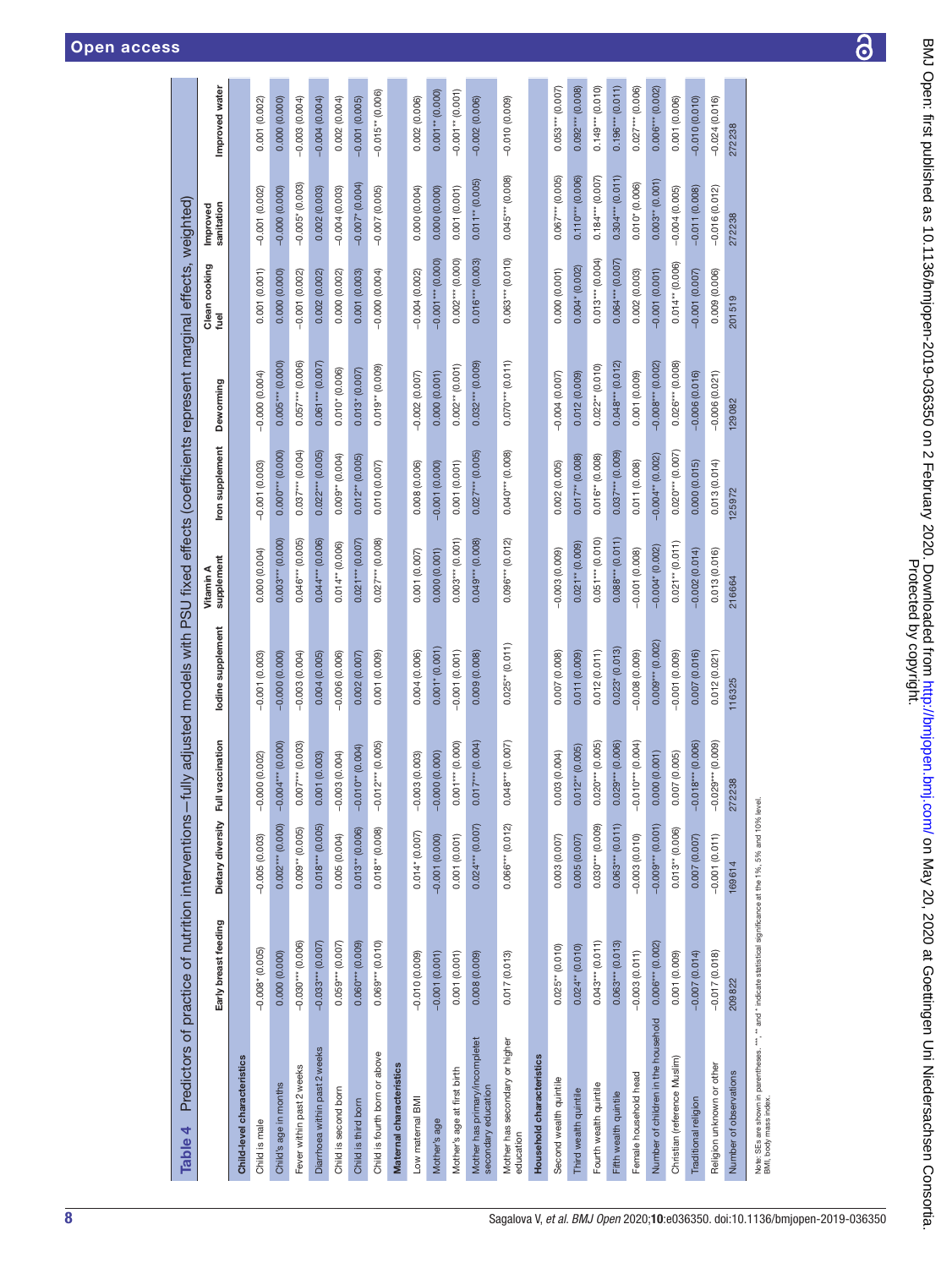**Table 4** Predictors of practice of nutrition interventions—fully adjusted models with PSU fixed effects (coefficients represent marginal effects, weighted)

| | Early breast feeding | Dietary diversity | Full vaccination | Iodine supplement | Vitamin A supplement | Iron supplement | Deworming | Clean cooking fuel | Improved sanitation | Improved water |
|---|---|---|---|---|---|---|---|---|---|---|
| **Child-level characteristics** | | | | | | | | | | |
| Child is male | −0.008* (0.005) | −0.005 (0.003) | −0.000 (0.002) | −0.001 (0.003) | 0.000 (0.004) | −0.001 (0.003) | −0.000 (0.004) | 0.001 (0.001) | −0.001 (0.002) | 0.001 (0.002) |
| Child's age in months | 0.000 (0.000) | 0.002*** (0.000) | −0.004*** (0.000) | −0.000 (0.000) | 0.003*** (0.000) | 0.000*** (0.000) | 0.005*** (0.000) | 0.000 (0.000) | −0.000 (0.000) | 0.000 (0.000) |
| Fever within past 2 weeks | −0.030*** (0.006) | 0.009** (0.005) | 0.007** (0.003) | −0.003 (0.004) | 0.046*** (0.005) | 0.037*** (0.004) | 0.057*** (0.006) | −0.001 (0.002) | −0.005* (0.003) | −0.003 (0.004) |
| Diarrhoea within past 2 weeks | −0.033*** (0.007) | 0.018*** (0.005) | 0.001 (0.003) | 0.004 (0.005) | 0.044*** (0.006) | 0.022*** (0.005) | 0.061*** (0.007) | 0.002 (0.002) | 0.002 (0.003) | −0.004 (0.004) |
| Child is second born | 0.059*** (0.007) | 0.005 (0.004) | −0.003 (0.004) | −0.006 (0.006) | 0.014** (0.006) | 0.009** (0.004) | 0.010* (0.006) | 0.000 (0.002) | −0.004 (0.003) | 0.002 (0.004) |
| Child is third born | 0.060*** (0.009) | 0.013** (0.006) | −0.010** (0.004) | 0.002 (0.007) | 0.021*** (0.007) | 0.012** (0.005) | 0.013* (0.007) | 0.001 (0.003) | −0.007* (0.004) | −0.001 (0.005) |
| Child is fourth born or above | 0.069*** (0.010) | 0.018** (0.008) | −0.012*** (0.005) | 0.001 (0.009) | 0.027*** (0.008) | 0.010 (0.007) | 0.019** (0.009) | −0.000 (0.004) | −0.007 (0.005) | −0.015** (0.006) |
| **Maternal characteristics** | | | | | | | | | | |
| Low maternal BMI | −0.010 (0.009) | 0.014* (0.007) | −0.003 (0.003) | 0.004 (0.006) | 0.001 (0.007) | 0.008 (0.006) | −0.002 (0.007) | −0.004 (0.002) | 0.000 (0.004) | 0.002 (0.006) |
| Mother's age | −0.001 (0.001) | −0.001 (0.000) | −0.000 (0.000) | 0.001* (0.001) | 0.000 (0.001) | −0.001 (0.000) | 0.000 (0.001) | −0.001*** (0.000) | 0.000 (0.000) | 0.001** (0.000) |
| Mother's age at first birth | 0.001 (0.001) | 0.001 (0.001) | 0.001*** (0.000) | −0.001 (0.001) | 0.003*** (0.001) | 0.001 (0.001) | 0.002** (0.001) | 0.002*** (0.000) | 0.001 (0.001) | −0.001** (0.001) |
| Mother has primary/incomplete secondary education | 0.008 (0.009) | 0.024*** (0.007) | 0.017*** (0.004) | 0.009 (0.008) | 0.049*** (0.008) | 0.027*** (0.005) | 0.032*** (0.009) | 0.016*** (0.003) | 0.011** (0.005) | −0.002 (0.006) |
| Mother has secondary or higher education | 0.017 (0.013) | 0.066*** (0.012) | 0.048*** (0.007) | 0.025** (0.011) | 0.096*** (0.012) | 0.040*** (0.008) | 0.070*** (0.011) | 0.063*** (0.010) | 0.045*** (0.008) | −0.010 (0.009) |
| **Household characteristics** | | | | | | | | | | |
| Second wealth quintile | 0.025** (0.010) | 0.003 (0.007) | 0.003 (0.004) | 0.007 (0.008) | −0.003 (0.009) | 0.002 (0.005) | −0.004 (0.007) | 0.000 (0.001) | 0.067*** (0.005) | 0.053*** (0.007) |
| Third wealth quintile | 0.024** (0.010) | 0.005 (0.007) | 0.012** (0.005) | 0.011 (0.009) | 0.021** (0.009) | 0.017** (0.008) | 0.012 (0.009) | 0.004* (0.002) | 0.110*** (0.006) | 0.092*** (0.008) |
| Fourth wealth quintile | 0.043*** (0.011) | 0.030*** (0.009) | 0.020*** (0.005) | 0.012 (0.011) | 0.051*** (0.010) | 0.016** (0.008) | 0.022** (0.010) | 0.013*** (0.004) | 0.184*** (0.007) | 0.149*** (0.010) |
| Fifth wealth quintile | 0.063*** (0.013) | 0.063*** (0.011) | 0.029*** (0.006) | 0.023* (0.013) | 0.088*** (0.011) | 0.037*** (0.009) | 0.048*** (0.012) | 0.064*** (0.007) | 0.304*** (0.011) | 0.196*** (0.011) |
| Female household head | −0.003 (0.011) | −0.003 (0.010) | −0.010** (0.004) | −0.008 (0.009) | −0.001 (0.008) | 0.011 (0.008) | 0.001 (0.009) | 0.002 (0.003) | 0.010* (0.006) | 0.027*** (0.006) |
| Number of children in the household | 0.006*** (0.002) | −0.009*** (0.001) | 0.000 (0.001) | 0.009*** (0.002) | −0.004* (0.002) | −0.004** (0.002) | −0.008*** (0.002) | −0.001 (0.001) | 0.003** (0.001) | 0.006*** (0.002) |
| Christian (reference Muslim) | 0.001 (0.009) | 0.013** (0.006) | 0.007 (0.005) | −0.001 (0.009) | 0.021** (0.011) | 0.020*** (0.007) | 0.026*** (0.008) | 0.014** (0.006) | −0.004 (0.005) | 0.001 (0.006) |
| Traditional religion | −0.007 (0.014) | 0.007 (0.007) | −0.018*** (0.006) | 0.007 (0.016) | −0.002 (0.014) | 0.000 (0.015) | −0.006 (0.016) | −0.001 (0.007) | −0.011 (0.008) | −0.010 (0.010) |
| Religion unknown or other | −0.017 (0.018) | −0.001 (0.011) | −0.029*** (0.009) | 0.012 (0.021) | 0.013 (0.016) | 0.013 (0.014) | −0.006 (0.021) | 0.009 (0.006) | −0.016 (0.012) | −0.024 (0.016) |
| Number of observations | 209 822 | 169 614 | 272 238 | 116 325 | 216 664 | 125 972 | 129 082 | 201 519 | 272 238 | 272 238 |

Note: SEs are shown in parentheses. ***, ** and * indicate statistical significance at the 1%, 5% and 10% level.
BMI, body mass index.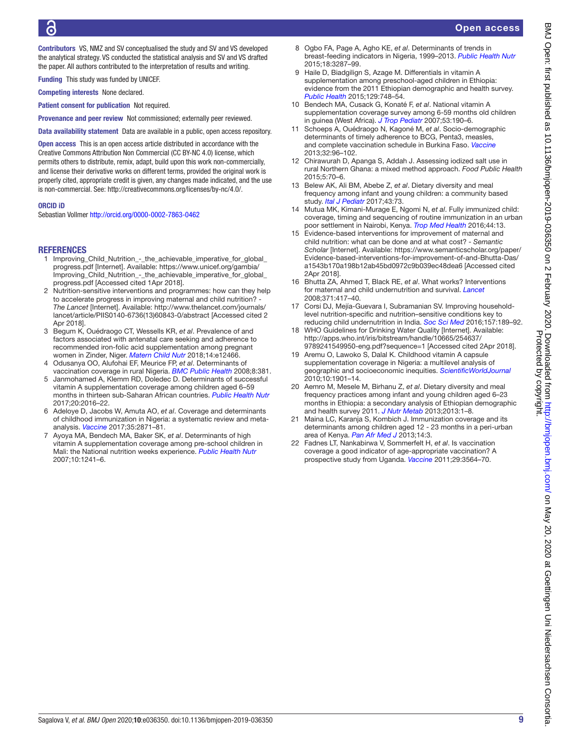**Contributors** VS, NMZ and SV conceptualised the study and SV and VS developed the analytical strategy. VS conducted the statistical analysis and SV and VS drafted the paper. All authors contributed to the interpretation of results and writing.

**Funding** This study was funded by UNICEF.

**Competing interests** None declared.

**Patient consent for publication** Not required.

**Provenance and peer review** Not commissioned; externally peer reviewed.

**Data availability statement** Data are available in a public, open access repository.

**Open access** This is an open access article distributed in accordance with the Creative Commons Attribution Non Commercial (CC BY-NC 4.0) license, which permits others to distribute, remix, adapt, build upon this work non-commercially, and license their derivative works on different terms, provided the original work is properly cited, appropriate credit is given, any changes made indicated, and the use is non-commercial. See: http://creativecommons.org/licenses/by-nc/4.0/.

**ORCID iD**

Sebastian Vollmer http://orcid.org/0000-0002-7863-0462

## REFERENCES

1. Improving_Child_Nutrition_-_the_achievable_imperative_for_global_progress.pdf [Internet]. Available: https://www.unicef.org/gambia/Improving_Child_Nutrition_-_the_achievable_imperative_for_global_progress.pdf [Accessed cited 1Apr 2018].
2. Nutrition-sensitive interventions and programmes: how can they help to accelerate progress in improving maternal and child nutrition? - *The Lancet* [Internet]. Available: http://www.thelancet.com/journals/lancet/article/PIIS0140-6736(13)60843-0/abstract [Accessed cited 2 Apr 2018].
3. Begum K, Ouédraogo CT, Wessells KR, *et al*. Prevalence of and factors associated with antenatal care seeking and adherence to recommended iron-folic acid supplementation among pregnant women in Zinder, Niger. *Matern Child Nutr* 2018;14:e12466.
4. Odusanya OO, Alufohai EF, Meurice FP, *et al*. Determinants of vaccination coverage in rural Nigeria. *BMC Public Health* 2008;8:381.
5. Janmohamed A, Klemm RD, Doledec D. Determinants of successful vitamin A supplementation coverage among children aged 6–59 months in thirteen sub-Saharan African countries. *Public Health Nutr* 2017;20:2016–22.
6. Adeloye D, Jacobs W, Amuta AO, *et al*. Coverage and determinants of childhood immunization in Nigeria: a systematic review and meta-analysis. *Vaccine* 2017;35:2871–81.
7. Ayoya MA, Bendech MA, Baker SK, *et al*. Determinants of high vitamin A supplementation coverage among pre-school children in Mali: the National nutrition weeks experience. *Public Health Nutr* 2007;10:1241–6.
8. Ogbo FA, Page A, Agho KE, *et al*. Determinants of trends in breast-feeding indicators in Nigeria, 1999–2013. *Public Health Nutr* 2015;18:3287–99.
9. Haile D, Biadgilign S, Azage M. Differentials in vitamin A supplementation among preschool-aged children in Ethiopia: evidence from the 2011 Ethiopian demographic and health survey. *Public Health* 2015;129:748–54.
10. Bendech MA, Cusack G, Konaté F, *et al*. National vitamin A supplementation coverage survey among 6-59 months old children in guinea (West Africa). *J Trop Pediatr* 2007;53:190–6.
11. Schoeps A, Ouédraogo N, Kagoné M, *et al*. Socio-demographic determinants of timely adherence to BCG, Penta3, measles, and complete vaccination schedule in Burkina Faso. *Vaccine* 2013;32:96–102.
12. Chirawurah D, Apanga S, Addah J. Assessing iodized salt use in rural Northern Ghana: a mixed method approach. *Food Public Health* 2015;5:70–6.
13. Belew AK, Ali BM, Abebe Z, *et al*. Dietary diversity and meal frequency among infant and young children: a community based study. *Ital J Pediatr* 2017;43:73.
14. Mutua MK, Kimani-Murage E, Ngomi N, *et al*. Fully immunized child: coverage, timing and sequencing of routine immunization in an urban poor settlement in Nairobi, Kenya. *Trop Med Health* 2016;44:13.
15. Evidence-based interventions for improvement of maternal and child nutrition: what can be done and at what cost? - *Semantic Scholar* [Internet]. Available: https://www.semanticscholar.org/paper/Evidence-based-interventions-for-improvement-of-and-Bhutta-Das/a1543b170a198b12ab45bd0972c9b039ec48dea6 [Accessed cited 2Apr 2018].
16. Bhutta ZA, Ahmed T, Black RE, *et al*. What works? Interventions for maternal and child undernutrition and survival. *Lancet* 2008;371:417–40.
17. Corsi DJ, Mejía-Guevara I, Subramanian SV. Improving household-level nutrition-specific and nutrition–sensitive conditions key to reducing child undernutrition in India. *Soc Sci Med* 2016;157:189–92.
18. WHO Guidelines for Drinking Water Quality [Internet]. Available: http://apps.who.int/iris/bitstream/handle/10665/254637/9789241549950-eng.pdf?sequence=1 [Accessed cited 2Apr 2018].
19. Aremu O, Lawoko S, Dalal K. Childhood vitamin A capsule supplementation coverage in Nigeria: a multilevel analysis of geographic and socioeconomic inequities. *ScientificWorldJournal* 2010;10:1901–14.
20. Aemro M, Mesele M, Birhanu Z, *et al*. Dietary diversity and meal frequency practices among infant and young children aged 6–23 months in Ethiopia: a secondary analysis of Ethiopian demographic and health survey 2011. *J Nutr Metab* 2013;2013:1–8.
21. Maina LC, Karanja S, Kombich J. Immunization coverage and its determinants among children aged 12 - 23 months in a peri-urban area of Kenya. *Pan Afr Med J* 2013;14:3.
22. Fadnes LT, Nankabirwa V, Sommerfelt H, *et al*. Is vaccination coverage a good indicator of age-appropriate vaccination? A prospective study from Uganda. *Vaccine* 2011;29:3564–70.